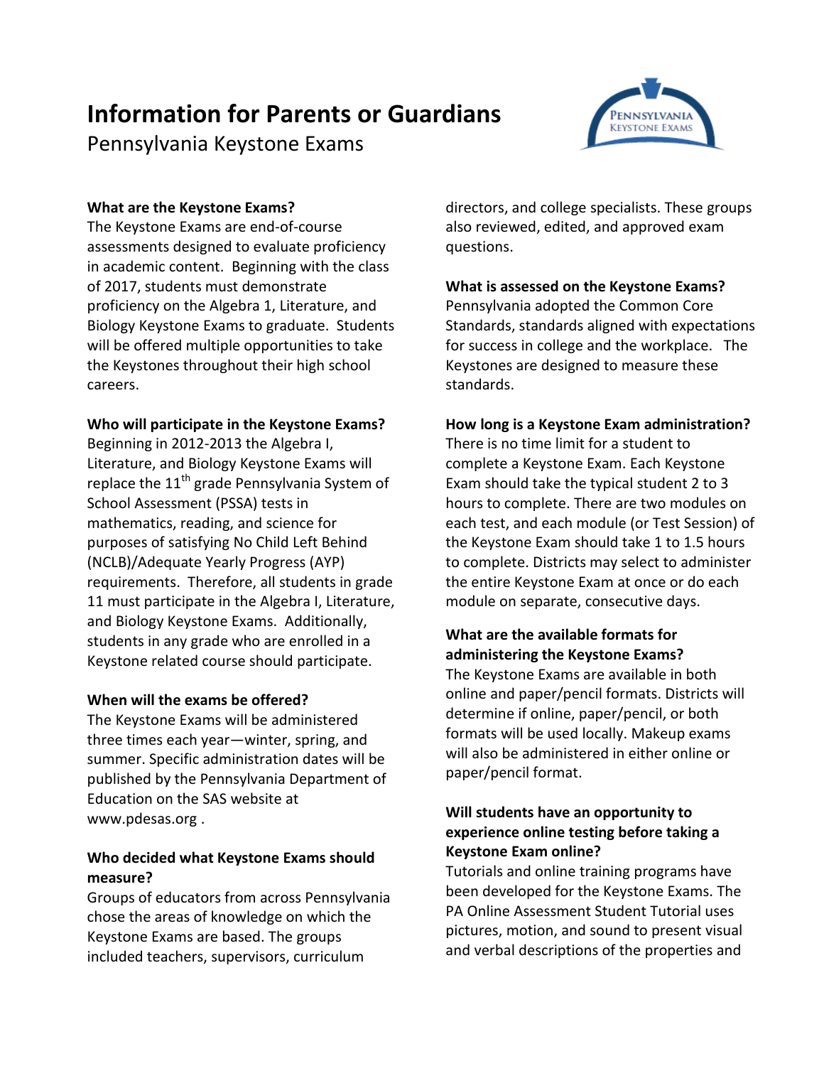# Information for Parents or Guardians

Pennsylvania Keystone Exams

**What are the Keystone Exams?**

The Keystone Exams are end-of-course assessments designed to evaluate proficiency in academic content. Beginning with the class of 2017, students must demonstrate proficiency on the Algebra 1, Literature, and Biology Keystone Exams to graduate. Students will be offered multiple opportunities to take the Keystones throughout their high school careers.

**Who will participate in the Keystone Exams?**

Beginning in 2012-2013 the Algebra I, Literature, and Biology Keystone Exams will replace the 11th grade Pennsylvania System of School Assessment (PSSA) tests in mathematics, reading, and science for purposes of satisfying No Child Left Behind (NCLB)/Adequate Yearly Progress (AYP) requirements. Therefore, all students in grade 11 must participate in the Algebra I, Literature, and Biology Keystone Exams. Additionally, students in any grade who are enrolled in a Keystone related course should participate.

**When will the exams be offered?**

The Keystone Exams will be administered three times each year—winter, spring, and summer. Specific administration dates will be published by the Pennsylvania Department of Education on the SAS website at www.pdesas.org .

**Who decided what Keystone Exams should measure?**

Groups of educators from across Pennsylvania chose the areas of knowledge on which the Keystone Exams are based. The groups included teachers, supervisors, curriculum directors, and college specialists. These groups also reviewed, edited, and approved exam questions.

**What is assessed on the Keystone Exams?**

Pennsylvania adopted the Common Core Standards, standards aligned with expectations for success in college and the workplace. The Keystones are designed to measure these standards.

**How long is a Keystone Exam administration?**

There is no time limit for a student to complete a Keystone Exam. Each Keystone Exam should take the typical student 2 to 3 hours to complete. There are two modules on each test, and each module (or Test Session) of the Keystone Exam should take 1 to 1.5 hours to complete. Districts may select to administer the entire Keystone Exam at once or do each module on separate, consecutive days.

**What are the available formats for administering the Keystone Exams?**

The Keystone Exams are available in both online and paper/pencil formats. Districts will determine if online, paper/pencil, or both formats will be used locally. Makeup exams will also be administered in either online or paper/pencil format.

**Will students have an opportunity to experience online testing before taking a Keystone Exam online?**

Tutorials and online training programs have been developed for the Keystone Exams. The PA Online Assessment Student Tutorial uses pictures, motion, and sound to present visual and verbal descriptions of the properties and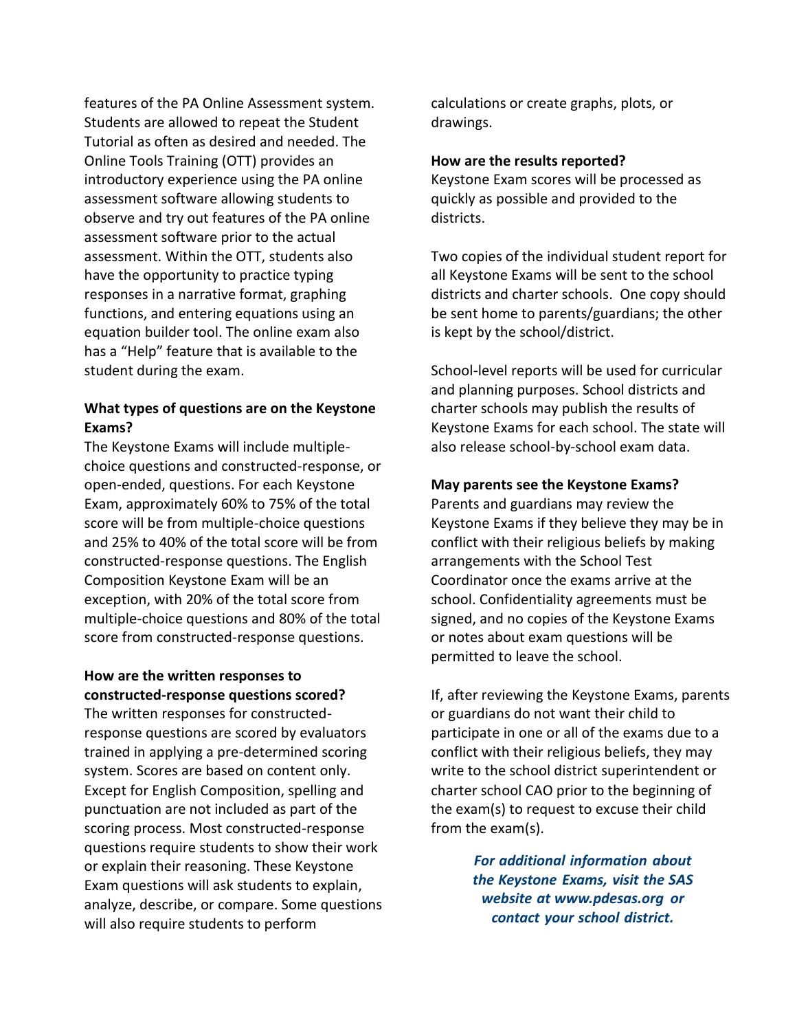features of the PA Online Assessment system. Students are allowed to repeat the Student Tutorial as often as desired and needed. The Online Tools Training (OTT) provides an introductory experience using the PA online assessment software allowing students to observe and try out features of the PA online assessment software prior to the actual assessment. Within the OTT, students also have the opportunity to practice typing responses in a narrative format, graphing functions, and entering equations using an equation builder tool. The online exam also has a "Help" feature that is available to the student during the exam.

**What types of questions are on the Keystone Exams?**

The Keystone Exams will include multiple-choice questions and constructed-response, or open-ended, questions. For each Keystone Exam, approximately 60% to 75% of the total score will be from multiple-choice questions and 25% to 40% of the total score will be from constructed-response questions. The English Composition Keystone Exam will be an exception, with 20% of the total score from multiple-choice questions and 80% of the total score from constructed-response questions.

**How are the written responses to constructed-response questions scored?**

The written responses for constructed-response questions are scored by evaluators trained in applying a pre-determined scoring system. Scores are based on content only. Except for English Composition, spelling and punctuation are not included as part of the scoring process. Most constructed-response questions require students to show their work or explain their reasoning. These Keystone Exam questions will ask students to explain, analyze, describe, or compare. Some questions will also require students to perform calculations or create graphs, plots, or drawings.

**How are the results reported?**

Keystone Exam scores will be processed as quickly as possible and provided to the districts.

Two copies of the individual student report for all Keystone Exams will be sent to the school districts and charter schools. One copy should be sent home to parents/guardians; the other is kept by the school/district.

School-level reports will be used for curricular and planning purposes. School districts and charter schools may publish the results of Keystone Exams for each school. The state will also release school-by-school exam data.

**May parents see the Keystone Exams?**

Parents and guardians may review the Keystone Exams if they believe they may be in conflict with their religious beliefs by making arrangements with the School Test Coordinator once the exams arrive at the school. Confidentiality agreements must be signed, and no copies of the Keystone Exams or notes about exam questions will be permitted to leave the school.

If, after reviewing the Keystone Exams, parents or guardians do not want their child to participate in one or all of the exams due to a conflict with their religious beliefs, they may write to the school district superintendent or charter school CAO prior to the beginning of the exam(s) to request to excuse their child from the exam(s).

***For additional information about the Keystone Exams, visit the SAS website at www.pdesas.org or contact your school district.***